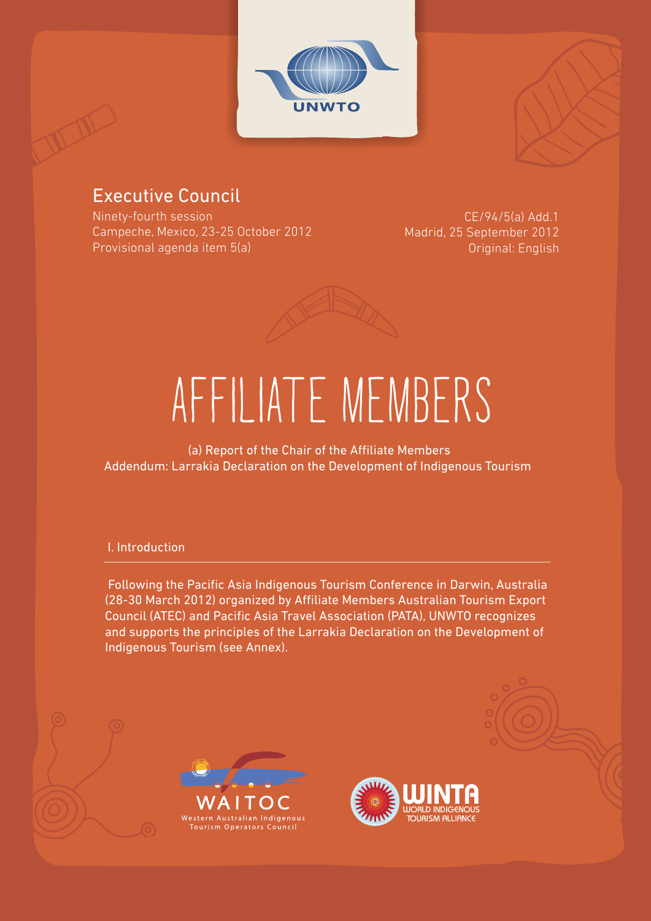UNWTO

## Executive Council

Ninety-fourth session
Campeche, Mexico, 23-25 October 2012
Provisional agenda item 5(a)

CE/94/5(a) Add.1
Madrid, 25 September 2012
Original: English

# AFFILIATE MEMBERS

(a) Report of the Chair of the Affiliate Members
Addendum: Larrakia Declaration on the Development of Indigenous Tourism

## I. Introduction

Following the Pacific Asia Indigenous Tourism Conference in Darwin, Australia (28-30 March 2012) organized by Affiliate Members Australian Tourism Export Council (ATEC) and Pacific Asia Travel Association (PATA), UNWTO recognizes and supports the principles of the Larrakia Declaration on the Development of Indigenous Tourism (see Annex).

WAITOC
Western Australian Indigenous Tourism Operators Council

WINTA
WORLD INDIGENOUS TOURISM ALLIANCE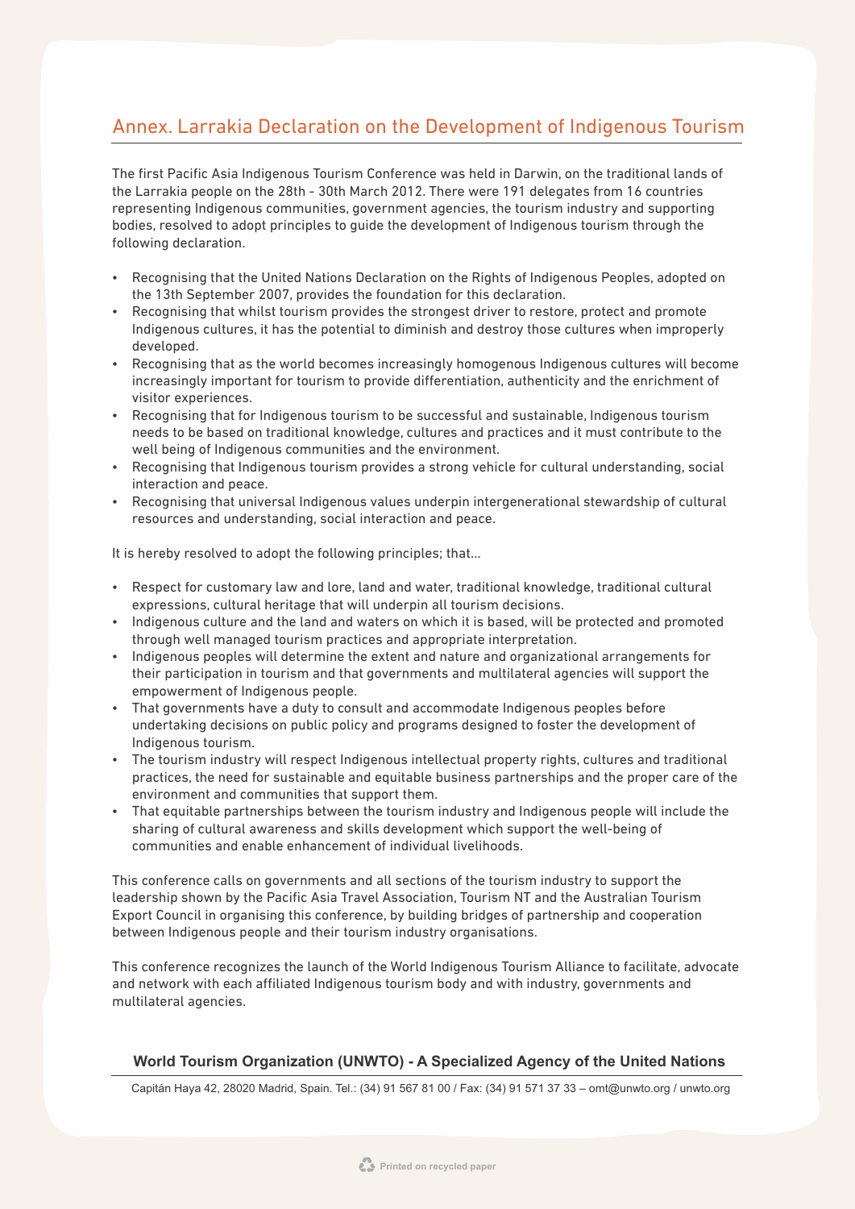## Annex. Larrakia Declaration on the Development of Indigenous Tourism

The first Pacific Asia Indigenous Tourism Conference was held in Darwin, on the traditional lands of the Larrakia people on the 28th - 30th March 2012. There were 191 delegates from 16 countries representing Indigenous communities, government agencies, the tourism industry and supporting bodies, resolved to adopt principles to guide the development of Indigenous tourism through the following declaration.

- Recognising that the United Nations Declaration on the Rights of Indigenous Peoples, adopted on the 13th September 2007, provides the foundation for this declaration.
- Recognising that whilst tourism provides the strongest driver to restore, protect and promote Indigenous cultures, it has the potential to diminish and destroy those cultures when improperly developed.
- Recognising that as the world becomes increasingly homogenous Indigenous cultures will become increasingly important for tourism to provide differentiation, authenticity and the enrichment of visitor experiences.
- Recognising that for Indigenous tourism to be successful and sustainable, Indigenous tourism needs to be based on traditional knowledge, cultures and practices and it must contribute to the well being of Indigenous communities and the environment.
- Recognising that Indigenous tourism provides a strong vehicle for cultural understanding, social interaction and peace.
- Recognising that universal Indigenous values underpin intergenerational stewardship of cultural resources and understanding, social interaction and peace.

It is hereby resolved to adopt the following principles; that...

- Respect for customary law and lore, land and water, traditional knowledge, traditional cultural expressions, cultural heritage that will underpin all tourism decisions.
- Indigenous culture and the land and waters on which it is based, will be protected and promoted through well managed tourism practices and appropriate interpretation.
- Indigenous peoples will determine the extent and nature and organizational arrangements for their participation in tourism and that governments and multilateral agencies will support the empowerment of Indigenous people.
- That governments have a duty to consult and accommodate Indigenous peoples before undertaking decisions on public policy and programs designed to foster the development of Indigenous tourism.
- The tourism industry will respect Indigenous intellectual property rights, cultures and traditional practices, the need for sustainable and equitable business partnerships and the proper care of the environment and communities that support them.
- That equitable partnerships between the tourism industry and Indigenous people will include the sharing of cultural awareness and skills development which support the well-being of communities and enable enhancement of individual livelihoods.

This conference calls on governments and all sections of the tourism industry to support the leadership shown by the Pacific Asia Travel Association, Tourism NT and the Australian Tourism Export Council in organising this conference, by building bridges of partnership and cooperation between Indigenous people and their tourism industry organisations.

This conference recognizes the launch of the World Indigenous Tourism Alliance to facilitate, advocate and network with each affiliated Indigenous tourism body and with industry, governments and multilateral agencies.

**World Tourism Organization (UNWTO) - A Specialized Agency of the United Nations**

Capitán Haya 42, 28020 Madrid, Spain. Tel.: (34) 91 567 81 00 / Fax: (34) 91 571 37 33 – omt@unwto.org / unwto.org

Printed on recycled paper